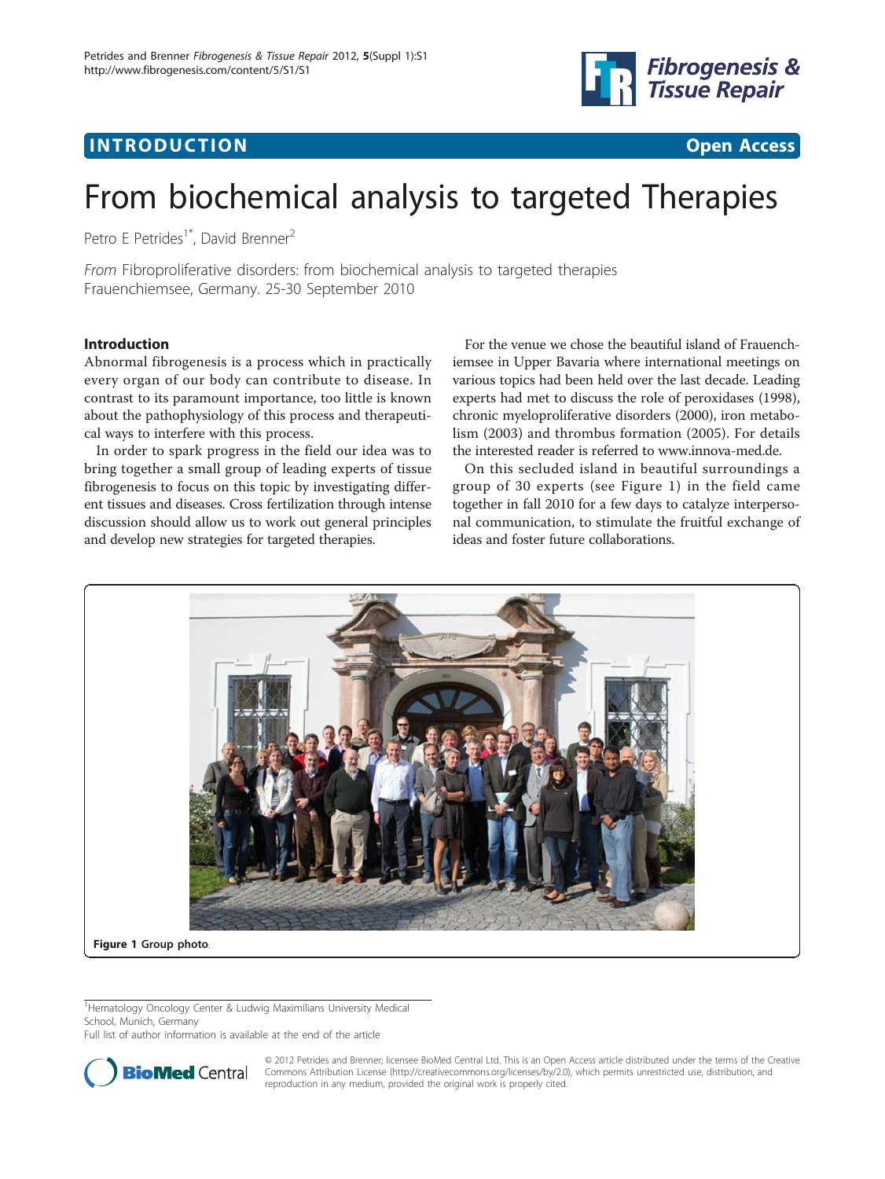# From biochemical analysis to targeted Therapies

Petro E Petrides[1*], David Brenner[2]

*From* Fibroproliferative disorders: from biochemical analysis to targeted therapies
Frauenchiemsee, Germany. 25-30 September 2010

## Introduction

Abnormal fibrogenesis is a process which in practically every organ of our body can contribute to disease. In contrast to its paramount importance, too little is known about the pathophysiology of this process and therapeutical ways to interfere with this process.

In order to spark progress in the field our idea was to bring together a small group of leading experts of tissue fibrogenesis to focus on this topic by investigating different tissues and diseases. Cross fertilization through intense discussion should allow us to work out general principles and develop new strategies for targeted therapies.

For the venue we chose the beautiful island of Frauenchiemsee in Upper Bavaria where international meetings on various topics had been held over the last decade. Leading experts had met to discuss the role of peroxidases (1998), chronic myeloproliferative disorders (2000), iron metabolism (2003) and thrombus formation (2005). For details the interested reader is referred to www.innova-med.de.

On this secluded island in beautiful surroundings a group of 30 experts (see Figure 1) in the field came together in fall 2010 for a few days to catalyze interpersonal communication, to stimulate the fruitful exchange of ideas and foster future collaborations.

**Figure 1** Group photo.

[1]Hematology Oncology Center & Ludwig Maximilians University Medical School, Munich, Germany
Full list of author information is available at the end of the article

© 2012 Petrides and Brenner; licensee BioMed Central Ltd. This is an Open Access article distributed under the terms of the Creative Commons Attribution License (http://creativecommons.org/licenses/by/2.0), which permits unrestricted use, distribution, and reproduction in any medium, provided the original work is properly cited.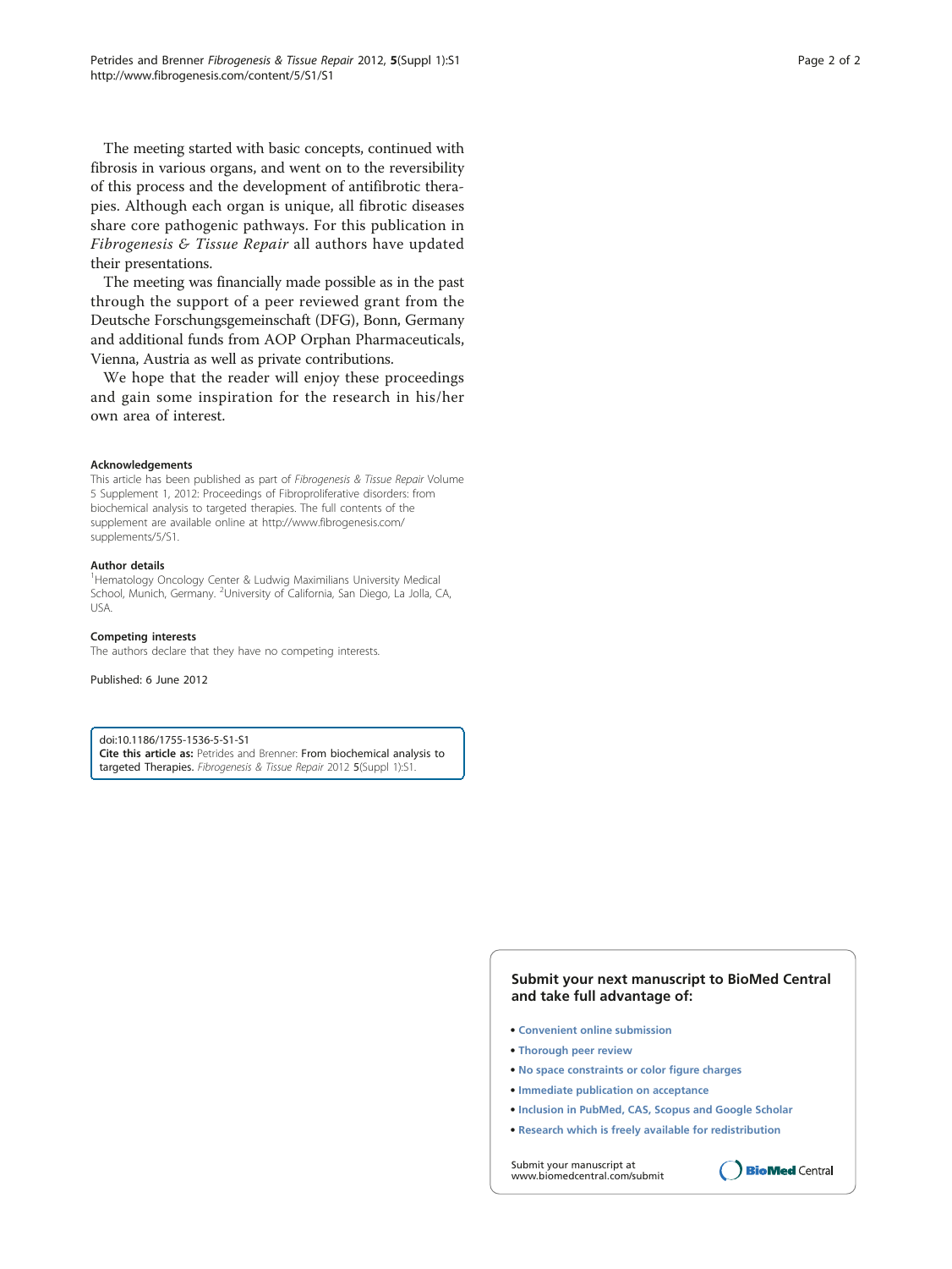The meeting started with basic concepts, continued with fibrosis in various organs, and went on to the reversibility of this process and the development of antifibrotic therapies. Although each organ is unique, all fibrotic diseases share core pathogenic pathways. For this publication in *Fibrogenesis & Tissue Repair* all authors have updated their presentations.

The meeting was financially made possible as in the past through the support of a peer reviewed grant from the Deutsche Forschungsgemeinschaft (DFG), Bonn, Germany and additional funds from AOP Orphan Pharmaceuticals, Vienna, Austria as well as private contributions.

We hope that the reader will enjoy these proceedings and gain some inspiration for the research in his/her own area of interest.

#### Acknowledgements

This article has been published as part of *Fibrogenesis & Tissue Repair* Volume 5 Supplement 1, 2012: Proceedings of Fibroproliferative disorders: from biochemical analysis to targeted therapies. The full contents of the supplement are available online at http://www.fibrogenesis.com/supplements/5/S1.

#### Author details

[1]Hematology Oncology Center & Ludwig Maximilians University Medical School, Munich, Germany. [2]University of California, San Diego, La Jolla, CA, USA.

#### Competing interests

The authors declare that they have no competing interests.

Published: 6 June 2012

doi:10.1186/1755-1536-5-S1-S1
**Cite this article as:** Petrides and Brenner: **From biochemical analysis to targeted Therapies.** *Fibrogenesis & Tissue Repair* 2012 **5**(Suppl 1):S1.

**Submit your next manuscript to BioMed Central and take full advantage of:**

- Convenient online submission
- Thorough peer review
- No space constraints or color figure charges
- Immediate publication on acceptance
- Inclusion in PubMed, CAS, Scopus and Google Scholar
- Research which is freely available for redistribution

Submit your manuscript at
www.biomedcentral.com/submit

BioMed Central